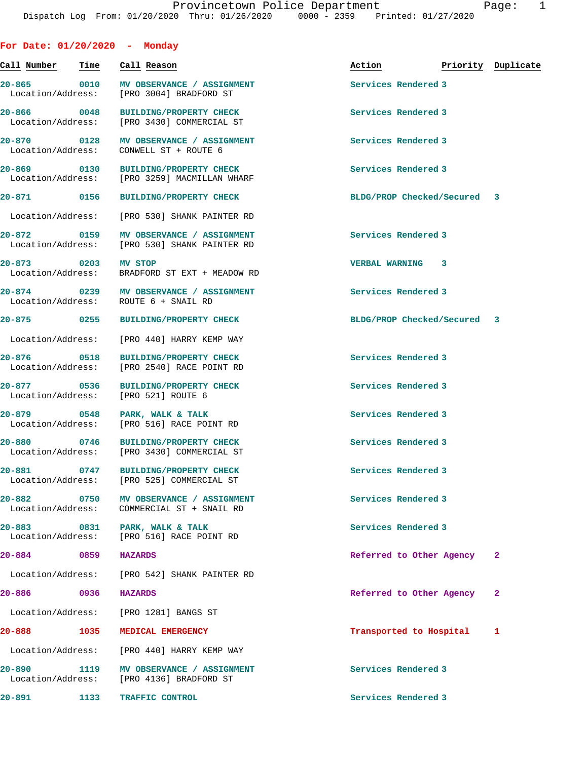Provincetown Police Department
Dispatch Log From: 01/20/2020 Thru: 01/26/2020 0000 - 2359 Printed: 01/27/2020

## For Date: 01/20/2020 - Monday

| Call Number | Time | Call Reason | Action | Priority | Duplicate |
|---|---|---|---|---|---|
| 20-865 | 0010 | MV OBSERVANCE / ASSIGNMENT | Services Rendered | 3 | |
| Location/Address: | | [PRO 3004] BRADFORD ST | | | |
| 20-866 | 0048 | BUILDING/PROPERTY CHECK | Services Rendered | 3 | |
| Location/Address: | | [PRO 3430] COMMERCIAL ST | | | |
| 20-870 | 0128 | MV OBSERVANCE / ASSIGNMENT | Services Rendered | 3 | |
| Location/Address: | | CONWELL ST + ROUTE 6 | | | |
| 20-869 | 0130 | BUILDING/PROPERTY CHECK | Services Rendered | 3 | |
| Location/Address: | | [PRO 3259] MACMILLAN WHARF | | | |
| 20-871 | 0156 | BUILDING/PROPERTY CHECK | BLDG/PROP Checked/Secured | 3 | |
| Location/Address: | | [PRO 530] SHANK PAINTER RD | | | |
| 20-872 | 0159 | MV OBSERVANCE / ASSIGNMENT | Services Rendered | 3 | |
| Location/Address: | | [PRO 530] SHANK PAINTER RD | | | |
| 20-873 | 0203 | MV STOP | VERBAL WARNING | 3 | |
| Location/Address: | | BRADFORD ST EXT + MEADOW RD | | | |
| 20-874 | 0239 | MV OBSERVANCE / ASSIGNMENT | Services Rendered | 3 | |
| Location/Address: | | ROUTE 6 + SNAIL RD | | | |
| 20-875 | 0255 | BUILDING/PROPERTY CHECK | BLDG/PROP Checked/Secured | 3 | |
| Location/Address: | | [PRO 440] HARRY KEMP WAY | | | |
| 20-876 | 0518 | BUILDING/PROPERTY CHECK | Services Rendered | 3 | |
| Location/Address: | | [PRO 2540] RACE POINT RD | | | |
| 20-877 | 0536 | BUILDING/PROPERTY CHECK | Services Rendered | 3 | |
| Location/Address: | | [PRO 521] ROUTE 6 | | | |
| 20-879 | 0548 | PARK, WALK & TALK | Services Rendered | 3 | |
| Location/Address: | | [PRO 516] RACE POINT RD | | | |
| 20-880 | 0746 | BUILDING/PROPERTY CHECK | Services Rendered | 3 | |
| Location/Address: | | [PRO 3430] COMMERCIAL ST | | | |
| 20-881 | 0747 | BUILDING/PROPERTY CHECK | Services Rendered | 3 | |
| Location/Address: | | [PRO 525] COMMERCIAL ST | | | |
| 20-882 | 0750 | MV OBSERVANCE / ASSIGNMENT | Services Rendered | 3 | |
| Location/Address: | | COMMERCIAL ST + SNAIL RD | | | |
| 20-883 | 0831 | PARK, WALK & TALK | Services Rendered | 3 | |
| Location/Address: | | [PRO 516] RACE POINT RD | | | |
| 20-884 | 0859 | HAZARDS | Referred to Other Agency | 2 | |
| Location/Address: | | [PRO 542] SHANK PAINTER RD | | | |
| 20-886 | 0936 | HAZARDS | Referred to Other Agency | 2 | |
| Location/Address: | | [PRO 1281] BANGS ST | | | |
| 20-888 | 1035 | MEDICAL EMERGENCY | Transported to Hospital | 1 | |
| Location/Address: | | [PRO 440] HARRY KEMP WAY | | | |
| 20-890 | 1119 | MV OBSERVANCE / ASSIGNMENT | Services Rendered | 3 | |
| Location/Address: | | [PRO 4136] BRADFORD ST | | | |
| 20-891 | 1133 | TRAFFIC CONTROL | Services Rendered | 3 | |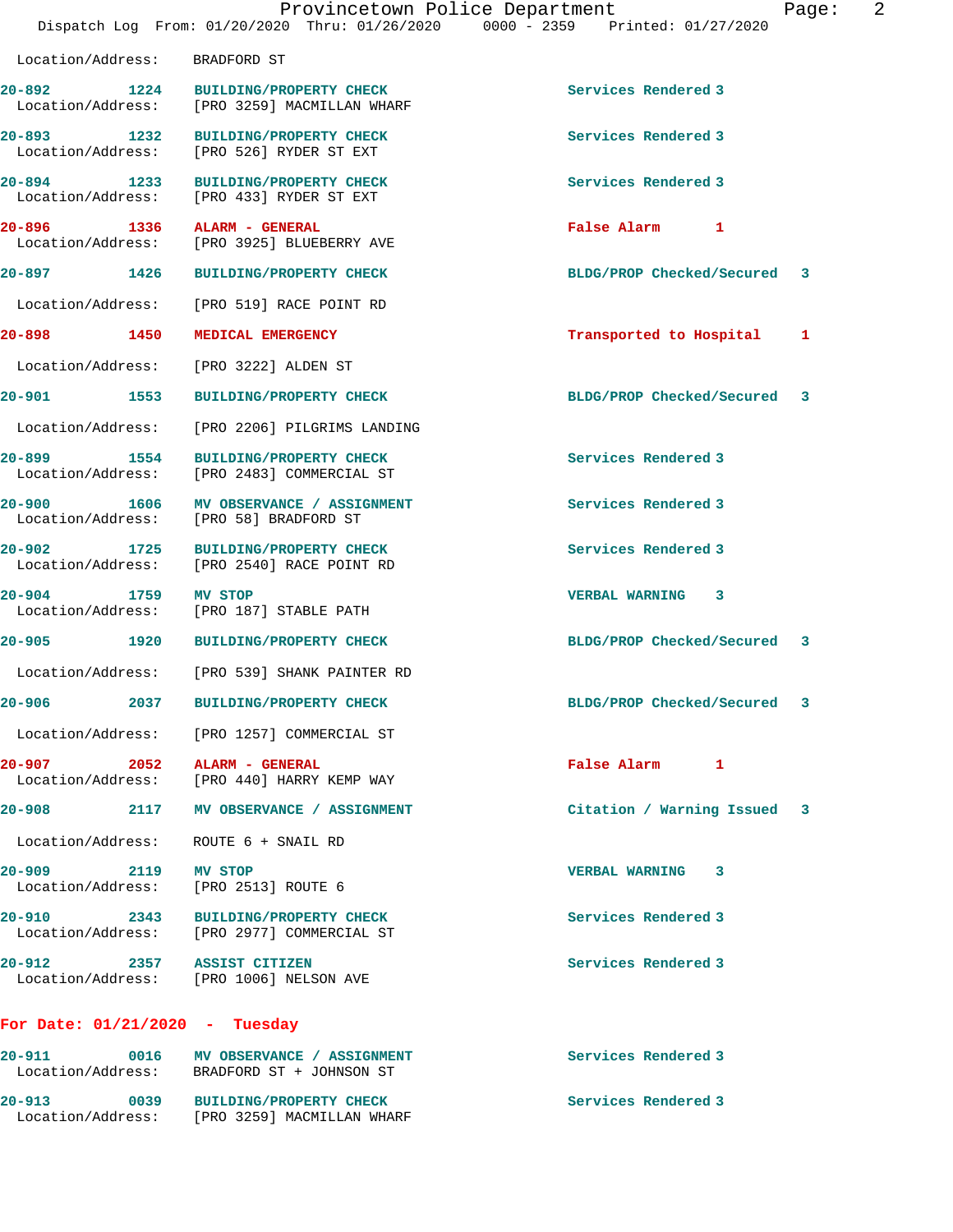Location/Address: BRADFORD ST

20-892 1224 BUILDING/PROPERTY CHECK Services Rendered 3
Location/Address: [PRO 3259] MACMILLAN WHARF

20-893 1232 BUILDING/PROPERTY CHECK Services Rendered 3
Location/Address: [PRO 526] RYDER ST EXT

20-894 1233 BUILDING/PROPERTY CHECK Services Rendered 3
Location/Address: [PRO 433] RYDER ST EXT

20-896 1336 ALARM - GENERAL False Alarm 1
Location/Address: [PRO 3925] BLUEBERRY AVE

20-897 1426 BUILDING/PROPERTY CHECK BLDG/PROP Checked/Secured 3
Location/Address: [PRO 519] RACE POINT RD

20-898 1450 MEDICAL EMERGENCY Transported to Hospital 1
Location/Address: [PRO 3222] ALDEN ST

20-901 1553 BUILDING/PROPERTY CHECK BLDG/PROP Checked/Secured 3
Location/Address: [PRO 2206] PILGRIMS LANDING

20-899 1554 BUILDING/PROPERTY CHECK Services Rendered 3
Location/Address: [PRO 2483] COMMERCIAL ST

20-900 1606 MV OBSERVANCE / ASSIGNMENT Services Rendered 3
Location/Address: [PRO 58] BRADFORD ST

20-902 1725 BUILDING/PROPERTY CHECK Services Rendered 3
Location/Address: [PRO 2540] RACE POINT RD

20-904 1759 MV STOP VERBAL WARNING 3
Location/Address: [PRO 187] STABLE PATH

20-905 1920 BUILDING/PROPERTY CHECK BLDG/PROP Checked/Secured 3
Location/Address: [PRO 539] SHANK PAINTER RD

20-906 2037 BUILDING/PROPERTY CHECK BLDG/PROP Checked/Secured 3
Location/Address: [PRO 1257] COMMERCIAL ST

20-907 2052 ALARM - GENERAL False Alarm 1
Location/Address: [PRO 440] HARRY KEMP WAY

20-908 2117 MV OBSERVANCE / ASSIGNMENT Citation / Warning Issued 3
Location/Address: ROUTE 6 + SNAIL RD

20-909 2119 MV STOP VERBAL WARNING 3
Location/Address: [PRO 2513] ROUTE 6

20-910 2343 BUILDING/PROPERTY CHECK Services Rendered 3
Location/Address: [PRO 2977] COMMERCIAL ST

20-912 2357 ASSIST CITIZEN Services Rendered 3
Location/Address: [PRO 1006] NELSON AVE

## For Date: 01/21/2020 - Tuesday

20-911 0016 MV OBSERVANCE / ASSIGNMENT Services Rendered 3
Location/Address: BRADFORD ST + JOHNSON ST

20-913 0039 BUILDING/PROPERTY CHECK Services Rendered 3
Location/Address: [PRO 3259] MACMILLAN WHARF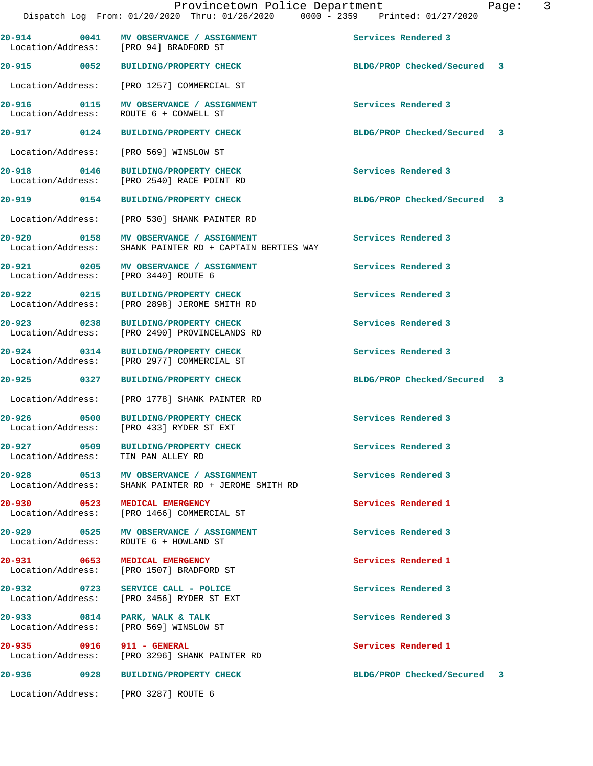| Call # | Time | Type | Disposition | Location/Address |
| --- | --- | --- | --- | --- |
| 20-914 | 0041 | MV OBSERVANCE / ASSIGNMENT | Services Rendered 3 | [PRO 94] BRADFORD ST |
| 20-915 | 0052 | BUILDING/PROPERTY CHECK | BLDG/PROP Checked/Secured 3 | [PRO 1257] COMMERCIAL ST |
| 20-916 | 0115 | MV OBSERVANCE / ASSIGNMENT | Services Rendered 3 | ROUTE 6 + CONWELL ST |
| 20-917 | 0124 | BUILDING/PROPERTY CHECK | BLDG/PROP Checked/Secured 3 | [PRO 569] WINSLOW ST |
| 20-918 | 0146 | BUILDING/PROPERTY CHECK | Services Rendered 3 | [PRO 2540] RACE POINT RD |
| 20-919 | 0154 | BUILDING/PROPERTY CHECK | BLDG/PROP Checked/Secured 3 | [PRO 530] SHANK PAINTER RD |
| 20-920 | 0158 | MV OBSERVANCE / ASSIGNMENT | Services Rendered 3 | SHANK PAINTER RD + CAPTAIN BERTIES WAY |
| 20-921 | 0205 | MV OBSERVANCE / ASSIGNMENT | Services Rendered 3 | [PRO 3440] ROUTE 6 |
| 20-922 | 0215 | BUILDING/PROPERTY CHECK | Services Rendered 3 | [PRO 2898] JEROME SMITH RD |
| 20-923 | 0238 | BUILDING/PROPERTY CHECK | Services Rendered 3 | [PRO 2490] PROVINCELANDS RD |
| 20-924 | 0314 | BUILDING/PROPERTY CHECK | Services Rendered 3 | [PRO 2977] COMMERCIAL ST |
| 20-925 | 0327 | BUILDING/PROPERTY CHECK | BLDG/PROP Checked/Secured 3 | [PRO 1778] SHANK PAINTER RD |
| 20-926 | 0500 | BUILDING/PROPERTY CHECK | Services Rendered 3 | [PRO 433] RYDER ST EXT |
| 20-927 | 0509 | BUILDING/PROPERTY CHECK | Services Rendered 3 | TIN PAN ALLEY RD |
| 20-928 | 0513 | MV OBSERVANCE / ASSIGNMENT | Services Rendered 3 | SHANK PAINTER RD + JEROME SMITH RD |
| 20-930 | 0523 | MEDICAL EMERGENCY | Services Rendered 1 | [PRO 1466] COMMERCIAL ST |
| 20-929 | 0525 | MV OBSERVANCE / ASSIGNMENT | Services Rendered 3 | ROUTE 6 + HOWLAND ST |
| 20-931 | 0653 | MEDICAL EMERGENCY | Services Rendered 1 | [PRO 1507] BRADFORD ST |
| 20-932 | 0723 | SERVICE CALL - POLICE | Services Rendered 3 | [PRO 3456] RYDER ST EXT |
| 20-933 | 0814 | PARK, WALK & TALK | Services Rendered 3 | [PRO 569] WINSLOW ST |
| 20-935 | 0916 | 911 - GENERAL | Services Rendered 1 | [PRO 3296] SHANK PAINTER RD |
| 20-936 | 0928 | BUILDING/PROPERTY CHECK | BLDG/PROP Checked/Secured 3 | [PRO 3287] ROUTE 6 |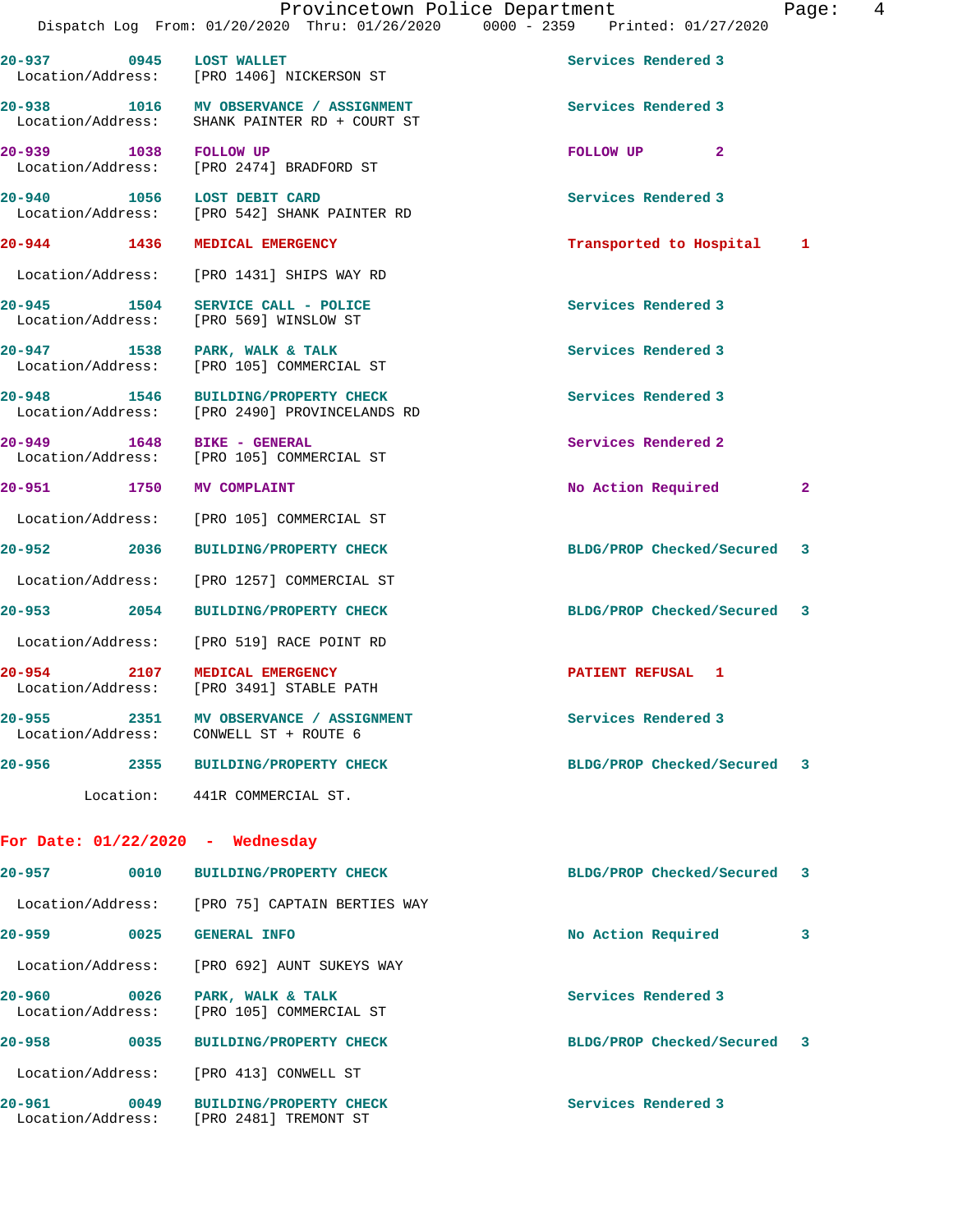| Call # | Time | Call Reason | Action | Priority |
|---|---|---|---|---|
| 20-937 | 0945 | LOST WALLET | Services Rendered | 3 |
| Location/Address: | | [PRO 1406] NICKERSON ST | | |
| 20-938 | 1016 | MV OBSERVANCE / ASSIGNMENT | Services Rendered | 3 |
| Location/Address: | | SHANK PAINTER RD + COURT ST | | |
| 20-939 | 1038 | FOLLOW UP | FOLLOW UP | 2 |
| Location/Address: | | [PRO 2474] BRADFORD ST | | |
| 20-940 | 1056 | LOST DEBIT CARD | Services Rendered | 3 |
| Location/Address: | | [PRO 542] SHANK PAINTER RD | | |
| 20-944 | 1436 | MEDICAL EMERGENCY | Transported to Hospital | 1 |
| Location/Address: | | [PRO 1431] SHIPS WAY RD | | |
| 20-945 | 1504 | SERVICE CALL - POLICE | Services Rendered | 3 |
| Location/Address: | | [PRO 569] WINSLOW ST | | |
| 20-947 | 1538 | PARK, WALK & TALK | Services Rendered | 3 |
| Location/Address: | | [PRO 105] COMMERCIAL ST | | |
| 20-948 | 1546 | BUILDING/PROPERTY CHECK | Services Rendered | 3 |
| Location/Address: | | [PRO 2490] PROVINCELANDS RD | | |
| 20-949 | 1648 | BIKE - GENERAL | Services Rendered | 2 |
| Location/Address: | | [PRO 105] COMMERCIAL ST | | |
| 20-951 | 1750 | MV COMPLAINT | No Action Required | 2 |
| Location/Address: | | [PRO 105] COMMERCIAL ST | | |
| 20-952 | 2036 | BUILDING/PROPERTY CHECK | BLDG/PROP Checked/Secured | 3 |
| Location/Address: | | [PRO 1257] COMMERCIAL ST | | |
| 20-953 | 2054 | BUILDING/PROPERTY CHECK | BLDG/PROP Checked/Secured | 3 |
| Location/Address: | | [PRO 519] RACE POINT RD | | |
| 20-954 | 2107 | MEDICAL EMERGENCY | PATIENT REFUSAL | 1 |
| Location/Address: | | [PRO 3491] STABLE PATH | | |
| 20-955 | 2351 | MV OBSERVANCE / ASSIGNMENT | Services Rendered | 3 |
| Location/Address: | | CONWELL ST + ROUTE 6 | | |
| 20-956 | 2355 | BUILDING/PROPERTY CHECK | BLDG/PROP Checked/Secured | 3 |
| Location: | | 441R COMMERCIAL ST. | | |

## For Date: 01/22/2020 - Wednesday

| Call # | Time | Call Reason | Action | Priority |
|---|---|---|---|---|
| 20-957 | 0010 | BUILDING/PROPERTY CHECK | BLDG/PROP Checked/Secured | 3 |
| Location/Address: | | [PRO 75] CAPTAIN BERTIES WAY | | |
| 20-959 | 0025 | GENERAL INFO | No Action Required | 3 |
| Location/Address: | | [PRO 692] AUNT SUKEYS WAY | | |
| 20-960 | 0026 | PARK, WALK & TALK | Services Rendered | 3 |
| Location/Address: | | [PRO 105] COMMERCIAL ST | | |
| 20-958 | 0035 | BUILDING/PROPERTY CHECK | BLDG/PROP Checked/Secured | 3 |
| Location/Address: | | [PRO 413] CONWELL ST | | |
| 20-961 | 0049 | BUILDING/PROPERTY CHECK | Services Rendered | 3 |
| Location/Address: | | [PRO 2481] TREMONT ST | | |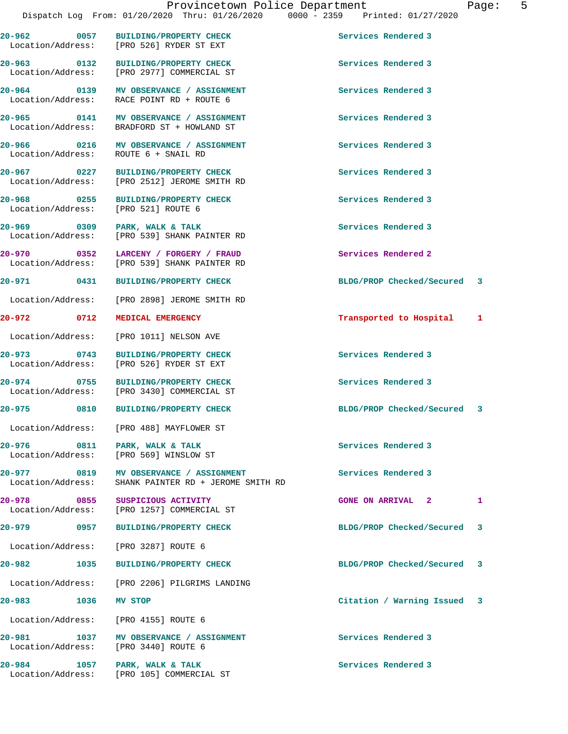# Provincetown Police Department

Dispatch Log From: 01/20/2020 Thru: 01/26/2020 0000 - 2359 Printed: 01/27/2020

| Call # | Time | Call Type | Disposition |
|---|---|---|---|
| 20-962 | 0057 | BUILDING/PROPERTY CHECK | Services Rendered 3 |
| | | Location/Address: [PRO 526] RYDER ST EXT | |
| 20-963 | 0132 | BUILDING/PROPERTY CHECK | Services Rendered 3 |
| | | Location/Address: [PRO 2977] COMMERCIAL ST | |
| 20-964 | 0139 | MV OBSERVANCE / ASSIGNMENT | Services Rendered 3 |
| | | Location/Address: RACE POINT RD + ROUTE 6 | |
| 20-965 | 0141 | MV OBSERVANCE / ASSIGNMENT | Services Rendered 3 |
| | | Location/Address: BRADFORD ST + HOWLAND ST | |
| 20-966 | 0216 | MV OBSERVANCE / ASSIGNMENT | Services Rendered 3 |
| | | Location/Address: ROUTE 6 + SNAIL RD | |
| 20-967 | 0227 | BUILDING/PROPERTY CHECK | Services Rendered 3 |
| | | Location/Address: [PRO 2512] JEROME SMITH RD | |
| 20-968 | 0255 | BUILDING/PROPERTY CHECK | Services Rendered 3 |
| | | Location/Address: [PRO 521] ROUTE 6 | |
| 20-969 | 0309 | PARK, WALK & TALK | Services Rendered 3 |
| | | Location/Address: [PRO 539] SHANK PAINTER RD | |
| 20-970 | 0352 | LARCENY / FORGERY / FRAUD | Services Rendered 2 |
| | | Location/Address: [PRO 539] SHANK PAINTER RD | |
| 20-971 | 0431 | BUILDING/PROPERTY CHECK | BLDG/PROP Checked/Secured 3 |
| | | Location/Address: [PRO 2898] JEROME SMITH RD | |
| 20-972 | 0712 | MEDICAL EMERGENCY | Transported to Hospital 1 |
| | | Location/Address: [PRO 1011] NELSON AVE | |
| 20-973 | 0743 | BUILDING/PROPERTY CHECK | Services Rendered 3 |
| | | Location/Address: [PRO 526] RYDER ST EXT | |
| 20-974 | 0755 | BUILDING/PROPERTY CHECK | Services Rendered 3 |
| | | Location/Address: [PRO 3430] COMMERCIAL ST | |
| 20-975 | 0810 | BUILDING/PROPERTY CHECK | BLDG/PROP Checked/Secured 3 |
| | | Location/Address: [PRO 488] MAYFLOWER ST | |
| 20-976 | 0811 | PARK, WALK & TALK | Services Rendered 3 |
| | | Location/Address: [PRO 569] WINSLOW ST | |
| 20-977 | 0819 | MV OBSERVANCE / ASSIGNMENT | Services Rendered 3 |
| | | Location/Address: SHANK PAINTER RD + JEROME SMITH RD | |
| 20-978 | 0855 | SUSPICIOUS ACTIVITY | GONE ON ARRIVAL 2 1 |
| | | Location/Address: [PRO 1257] COMMERCIAL ST | |
| 20-979 | 0957 | BUILDING/PROPERTY CHECK | BLDG/PROP Checked/Secured 3 |
| | | Location/Address: [PRO 3287] ROUTE 6 | |
| 20-982 | 1035 | BUILDING/PROPERTY CHECK | BLDG/PROP Checked/Secured 3 |
| | | Location/Address: [PRO 2206] PILGRIMS LANDING | |
| 20-983 | 1036 | MV STOP | Citation / Warning Issued 3 |
| | | Location/Address: [PRO 4155] ROUTE 6 | |
| 20-981 | 1037 | MV OBSERVANCE / ASSIGNMENT | Services Rendered 3 |
| | | Location/Address: [PRO 3440] ROUTE 6 | |
| 20-984 | 1057 | PARK, WALK & TALK | Services Rendered 3 |
| | | Location/Address: [PRO 105] COMMERCIAL ST | |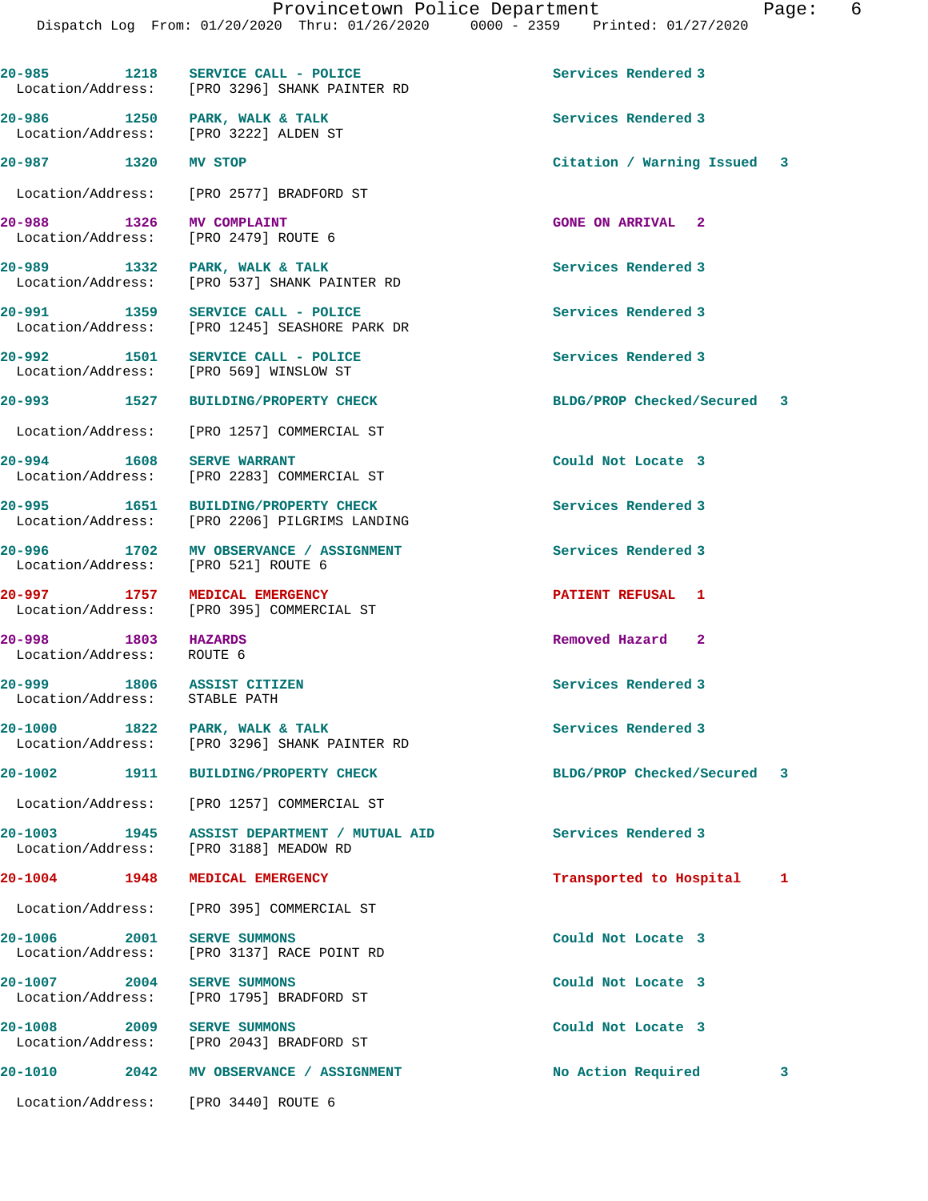| Call # | Time | Call Type | Disposition | Priority |
|---|---|---|---|---|
| 20-985 | 1218 | SERVICE CALL - POLICE | Services Rendered | 3 |
| Location/Address: | | [PRO 3296] SHANK PAINTER RD | | |
| 20-986 | 1250 | PARK, WALK & TALK | Services Rendered | 3 |
| Location/Address: | | [PRO 3222] ALDEN ST | | |
| 20-987 | 1320 | MV STOP | Citation / Warning Issued | 3 |
| Location/Address: | | [PRO 2577] BRADFORD ST | | |
| 20-988 | 1326 | MV COMPLAINT | GONE ON ARRIVAL | 2 |
| Location/Address: | | [PRO 2479] ROUTE 6 | | |
| 20-989 | 1332 | PARK, WALK & TALK | Services Rendered | 3 |
| Location/Address: | | [PRO 537] SHANK PAINTER RD | | |
| 20-991 | 1359 | SERVICE CALL - POLICE | Services Rendered | 3 |
| Location/Address: | | [PRO 1245] SEASHORE PARK DR | | |
| 20-992 | 1501 | SERVICE CALL - POLICE | Services Rendered | 3 |
| Location/Address: | | [PRO 569] WINSLOW ST | | |
| 20-993 | 1527 | BUILDING/PROPERTY CHECK | BLDG/PROP Checked/Secured | 3 |
| Location/Address: | | [PRO 1257] COMMERCIAL ST | | |
| 20-994 | 1608 | SERVE WARRANT | Could Not Locate | 3 |
| Location/Address: | | [PRO 2283] COMMERCIAL ST | | |
| 20-995 | 1651 | BUILDING/PROPERTY CHECK | Services Rendered | 3 |
| Location/Address: | | [PRO 2206] PILGRIMS LANDING | | |
| 20-996 | 1702 | MV OBSERVANCE / ASSIGNMENT | Services Rendered | 3 |
| Location/Address: | | [PRO 521] ROUTE 6 | | |
| 20-997 | 1757 | MEDICAL EMERGENCY | PATIENT REFUSAL | 1 |
| Location/Address: | | [PRO 395] COMMERCIAL ST | | |
| 20-998 | 1803 | HAZARDS | Removed Hazard | 2 |
| Location/Address: | | ROUTE 6 | | |
| 20-999 | 1806 | ASSIST CITIZEN | Services Rendered | 3 |
| Location/Address: | | STABLE PATH | | |
| 20-1000 | 1822 | PARK, WALK & TALK | Services Rendered | 3 |
| Location/Address: | | [PRO 3296] SHANK PAINTER RD | | |
| 20-1002 | 1911 | BUILDING/PROPERTY CHECK | BLDG/PROP Checked/Secured | 3 |
| Location/Address: | | [PRO 1257] COMMERCIAL ST | | |
| 20-1003 | 1945 | ASSIST DEPARTMENT / MUTUAL AID | Services Rendered | 3 |
| Location/Address: | | [PRO 3188] MEADOW RD | | |
| 20-1004 | 1948 | MEDICAL EMERGENCY | Transported to Hospital | 1 |
| Location/Address: | | [PRO 395] COMMERCIAL ST | | |
| 20-1006 | 2001 | SERVE SUMMONS | Could Not Locate | 3 |
| Location/Address: | | [PRO 3137] RACE POINT RD | | |
| 20-1007 | 2004 | SERVE SUMMONS | Could Not Locate | 3 |
| Location/Address: | | [PRO 1795] BRADFORD ST | | |
| 20-1008 | 2009 | SERVE SUMMONS | Could Not Locate | 3 |
| Location/Address: | | [PRO 2043] BRADFORD ST | | |
| 20-1010 | 2042 | MV OBSERVANCE / ASSIGNMENT | No Action Required | 3 |
| Location/Address: | | [PRO 3440] ROUTE 6 | | |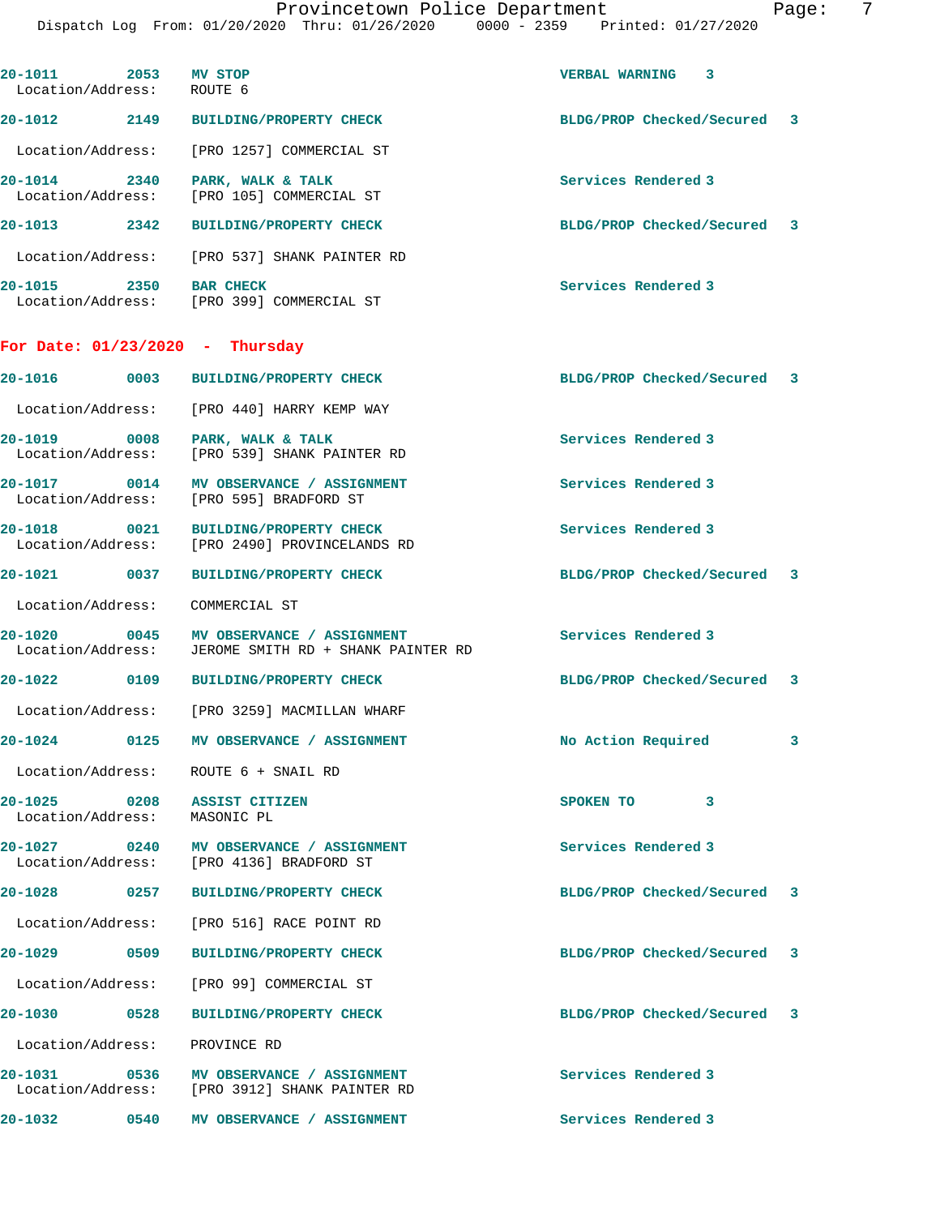20-1011 2053 MV STOP VERBAL WARNING 3
Location/Address: ROUTE 6

20-1012 2149 BUILDING/PROPERTY CHECK BLDG/PROP Checked/Secured 3
Location/Address: [PRO 1257] COMMERCIAL ST

20-1014 2340 PARK, WALK & TALK Services Rendered 3
Location/Address: [PRO 105] COMMERCIAL ST

20-1013 2342 BUILDING/PROPERTY CHECK BLDG/PROP Checked/Secured 3
Location/Address: [PRO 537] SHANK PAINTER RD

20-1015 2350 BAR CHECK Services Rendered 3
Location/Address: [PRO 399] COMMERCIAL ST

## For Date: 01/23/2020 - Thursday

20-1016 0003 BUILDING/PROPERTY CHECK BLDG/PROP Checked/Secured 3
Location/Address: [PRO 440] HARRY KEMP WAY

20-1019 0008 PARK, WALK & TALK Services Rendered 3
Location/Address: [PRO 539] SHANK PAINTER RD

20-1017 0014 MV OBSERVANCE / ASSIGNMENT Services Rendered 3
Location/Address: [PRO 595] BRADFORD ST

20-1018 0021 BUILDING/PROPERTY CHECK Services Rendered 3
Location/Address: [PRO 2490] PROVINCELANDS RD

20-1021 0037 BUILDING/PROPERTY CHECK BLDG/PROP Checked/Secured 3
Location/Address: COMMERCIAL ST

20-1020 0045 MV OBSERVANCE / ASSIGNMENT Services Rendered 3
Location/Address: JEROME SMITH RD + SHANK PAINTER RD

20-1022 0109 BUILDING/PROPERTY CHECK BLDG/PROP Checked/Secured 3
Location/Address: [PRO 3259] MACMILLAN WHARF

20-1024 0125 MV OBSERVANCE / ASSIGNMENT No Action Required 3
Location/Address: ROUTE 6 + SNAIL RD

20-1025 0208 ASSIST CITIZEN SPOKEN TO 3
Location/Address: MASONIC PL

20-1027 0240 MV OBSERVANCE / ASSIGNMENT Services Rendered 3
Location/Address: [PRO 4136] BRADFORD ST

20-1028 0257 BUILDING/PROPERTY CHECK BLDG/PROP Checked/Secured 3
Location/Address: [PRO 516] RACE POINT RD

20-1029 0509 BUILDING/PROPERTY CHECK BLDG/PROP Checked/Secured 3
Location/Address: [PRO 99] COMMERCIAL ST

20-1030 0528 BUILDING/PROPERTY CHECK BLDG/PROP Checked/Secured 3
Location/Address: PROVINCE RD

20-1031 0536 MV OBSERVANCE / ASSIGNMENT Services Rendered 3
Location/Address: [PRO 3912] SHANK PAINTER RD

20-1032 0540 MV OBSERVANCE / ASSIGNMENT Services Rendered 3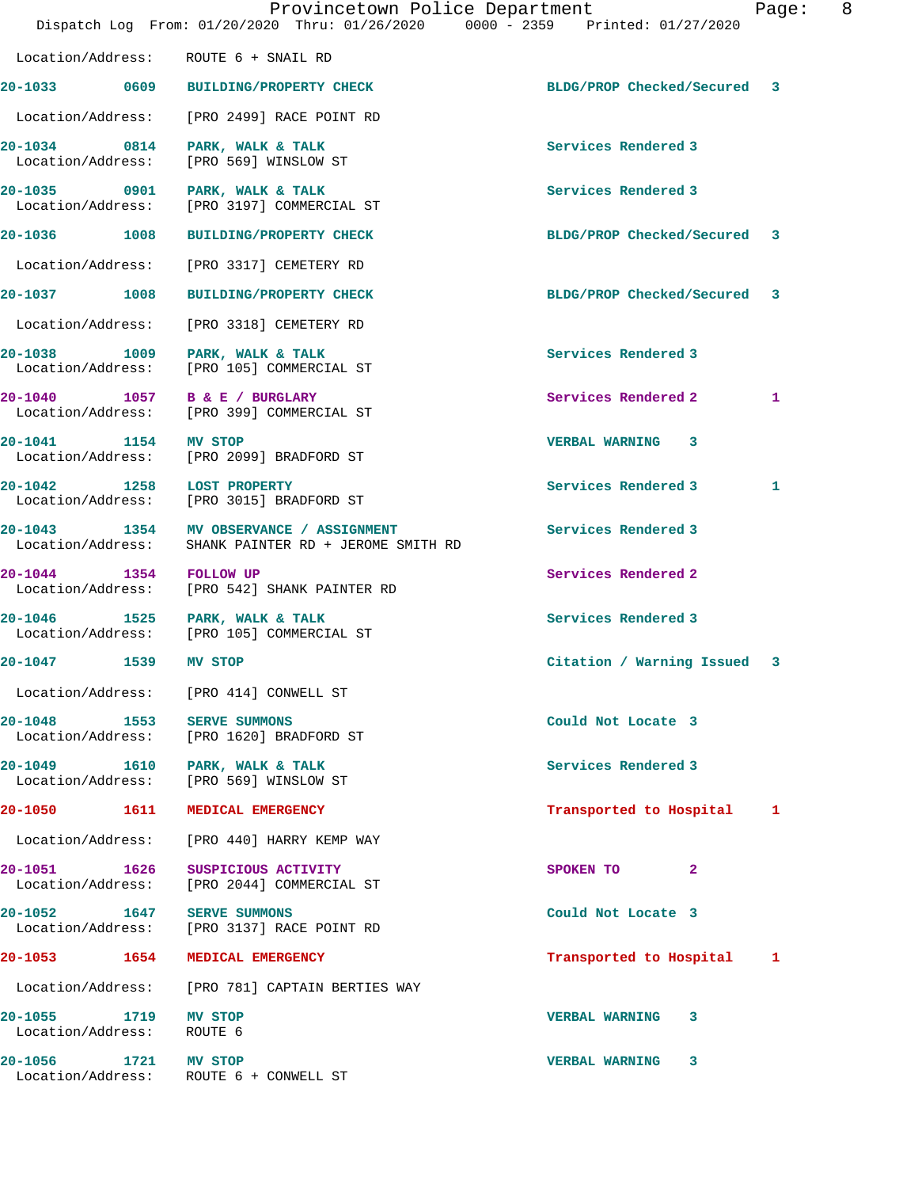Location/Address: ROUTE 6 + SNAIL RD

| Call # | Time | Call Reason | Action | Priority | |
|---|---|---|---|---|---|
| 20-1033 | 0609 | BUILDING/PROPERTY CHECK | BLDG/PROP Checked/Secured | 3 | |
| | | Location/Address: [PRO 2499] RACE POINT RD | | | |
| 20-1034 | 0814 | PARK, WALK & TALK | Services Rendered | 3 | |
| | | Location/Address: [PRO 569] WINSLOW ST | | | |
| 20-1035 | 0901 | PARK, WALK & TALK | Services Rendered | 3 | |
| | | Location/Address: [PRO 3197] COMMERCIAL ST | | | |
| 20-1036 | 1008 | BUILDING/PROPERTY CHECK | BLDG/PROP Checked/Secured | 3 | |
| | | Location/Address: [PRO 3317] CEMETERY RD | | | |
| 20-1037 | 1008 | BUILDING/PROPERTY CHECK | BLDG/PROP Checked/Secured | 3 | |
| | | Location/Address: [PRO 3318] CEMETERY RD | | | |
| 20-1038 | 1009 | PARK, WALK & TALK | Services Rendered | 3 | |
| | | Location/Address: [PRO 105] COMMERCIAL ST | | | |
| 20-1040 | 1057 | B & E / BURGLARY | Services Rendered | 2 | 1 |
| | | Location/Address: [PRO 399] COMMERCIAL ST | | | |
| 20-1041 | 1154 | MV STOP | VERBAL WARNING | 3 | |
| | | Location/Address: [PRO 2099] BRADFORD ST | | | |
| 20-1042 | 1258 | LOST PROPERTY | Services Rendered | 3 | 1 |
| | | Location/Address: [PRO 3015] BRADFORD ST | | | |
| 20-1043 | 1354 | MV OBSERVANCE / ASSIGNMENT | Services Rendered | 3 | |
| | | Location/Address: SHANK PAINTER RD + JEROME SMITH RD | | | |
| 20-1044 | 1354 | FOLLOW UP | Services Rendered | 2 | |
| | | Location/Address: [PRO 542] SHANK PAINTER RD | | | |
| 20-1046 | 1525 | PARK, WALK & TALK | Services Rendered | 3 | |
| | | Location/Address: [PRO 105] COMMERCIAL ST | | | |
| 20-1047 | 1539 | MV STOP | Citation / Warning Issued | 3 | |
| | | Location/Address: [PRO 414] CONWELL ST | | | |
| 20-1048 | 1553 | SERVE SUMMONS | Could Not Locate | 3 | |
| | | Location/Address: [PRO 1620] BRADFORD ST | | | |
| 20-1049 | 1610 | PARK, WALK & TALK | Services Rendered | 3 | |
| | | Location/Address: [PRO 569] WINSLOW ST | | | |
| 20-1050 | 1611 | MEDICAL EMERGENCY | Transported to Hospital | 1 | |
| | | Location/Address: [PRO 440] HARRY KEMP WAY | | | |
| 20-1051 | 1626 | SUSPICIOUS ACTIVITY | SPOKEN TO | 2 | |
| | | Location/Address: [PRO 2044] COMMERCIAL ST | | | |
| 20-1052 | 1647 | SERVE SUMMONS | Could Not Locate | 3 | |
| | | Location/Address: [PRO 3137] RACE POINT RD | | | |
| 20-1053 | 1654 | MEDICAL EMERGENCY | Transported to Hospital | 1 | |
| | | Location/Address: [PRO 781] CAPTAIN BERTIES WAY | | | |
| 20-1055 | 1719 | MV STOP | VERBAL WARNING | 3 | |
| | | Location/Address: ROUTE 6 | | | |
| 20-1056 | 1721 | MV STOP | VERBAL WARNING | 3 | |
| | | Location/Address: ROUTE 6 + CONWELL ST | | | |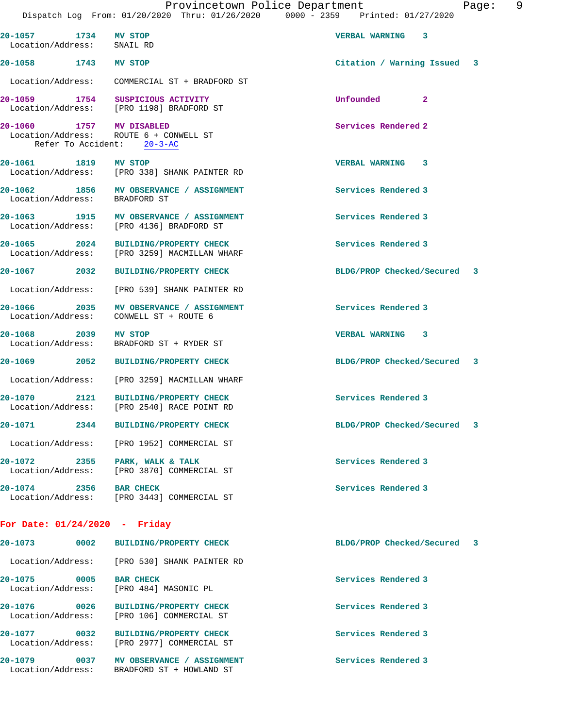| Call # | Time | Call Type | Disposition | Priority |
|---|---|---|---|---|
| 20-1057 | 1734 | MV STOP | VERBAL WARNING | 3 |

Location/Address: SNAIL RD

| | | | | |
|---|---|---|---|---|
| 20-1058 | 1743 | MV STOP | Citation / Warning Issued | 3 |

Location/Address: COMMERCIAL ST + BRADFORD ST

| | | | | |
|---|---|---|---|---|
| 20-1059 | 1754 | SUSPICIOUS ACTIVITY | Unfounded | 2 |

Location/Address: [PRO 1198] BRADFORD ST

| | | | | |
|---|---|---|---|---|
| 20-1060 | 1757 | MV DISABLED | Services Rendered | 2 |

Location/Address: ROUTE 6 + CONWELL ST
Refer To Accident: 20-3-AC

| | | | | |
|---|---|---|---|---|
| 20-1061 | 1819 | MV STOP | VERBAL WARNING | 3 |

Location/Address: [PRO 338] SHANK PAINTER RD

| | | | | |
|---|---|---|---|---|
| 20-1062 | 1856 | MV OBSERVANCE / ASSIGNMENT | Services Rendered | 3 |

Location/Address: BRADFORD ST

| | | | | |
|---|---|---|---|---|
| 20-1063 | 1915 | MV OBSERVANCE / ASSIGNMENT | Services Rendered | 3 |

Location/Address: [PRO 4136] BRADFORD ST

| | | | | |
|---|---|---|---|---|
| 20-1065 | 2024 | BUILDING/PROPERTY CHECK | Services Rendered | 3 |

Location/Address: [PRO 3259] MACMILLAN WHARF

| | | | | |
|---|---|---|---|---|
| 20-1067 | 2032 | BUILDING/PROPERTY CHECK | BLDG/PROP Checked/Secured | 3 |

Location/Address: [PRO 539] SHANK PAINTER RD

| | | | | |
|---|---|---|---|---|
| 20-1066 | 2035 | MV OBSERVANCE / ASSIGNMENT | Services Rendered | 3 |

Location/Address: CONWELL ST + ROUTE 6

| | | | | |
|---|---|---|---|---|
| 20-1068 | 2039 | MV STOP | VERBAL WARNING | 3 |

Location/Address: BRADFORD ST + RYDER ST

| | | | | |
|---|---|---|---|---|
| 20-1069 | 2052 | BUILDING/PROPERTY CHECK | BLDG/PROP Checked/Secured | 3 |

Location/Address: [PRO 3259] MACMILLAN WHARF

| | | | | |
|---|---|---|---|---|
| 20-1070 | 2121 | BUILDING/PROPERTY CHECK | Services Rendered | 3 |

Location/Address: [PRO 2540] RACE POINT RD

| | | | | |
|---|---|---|---|---|
| 20-1071 | 2344 | BUILDING/PROPERTY CHECK | BLDG/PROP Checked/Secured | 3 |

Location/Address: [PRO 1952] COMMERCIAL ST

| | | | | |
|---|---|---|---|---|
| 20-1072 | 2355 | PARK, WALK & TALK | Services Rendered | 3 |

Location/Address: [PRO 3870] COMMERCIAL ST

| | | | | |
|---|---|---|---|---|
| 20-1074 | 2356 | BAR CHECK | Services Rendered | 3 |

Location/Address: [PRO 3443] COMMERCIAL ST

## For Date: 01/24/2020 - Friday

| | | | | |
|---|---|---|---|---|
| 20-1073 | 0002 | BUILDING/PROPERTY CHECK | BLDG/PROP Checked/Secured | 3 |

Location/Address: [PRO 530] SHANK PAINTER RD

| | | | | |
|---|---|---|---|---|
| 20-1075 | 0005 | BAR CHECK | Services Rendered | 3 |

Location/Address: [PRO 484] MASONIC PL

| | | | | |
|---|---|---|---|---|
| 20-1076 | 0026 | BUILDING/PROPERTY CHECK | Services Rendered | 3 |

Location/Address: [PRO 106] COMMERCIAL ST

| | | | | |
|---|---|---|---|---|
| 20-1077 | 0032 | BUILDING/PROPERTY CHECK | Services Rendered | 3 |

Location/Address: [PRO 2977] COMMERCIAL ST

| | | | | |
|---|---|---|---|---|
| 20-1079 | 0037 | MV OBSERVANCE / ASSIGNMENT | Services Rendered | 3 |

Location/Address: BRADFORD ST + HOWLAND ST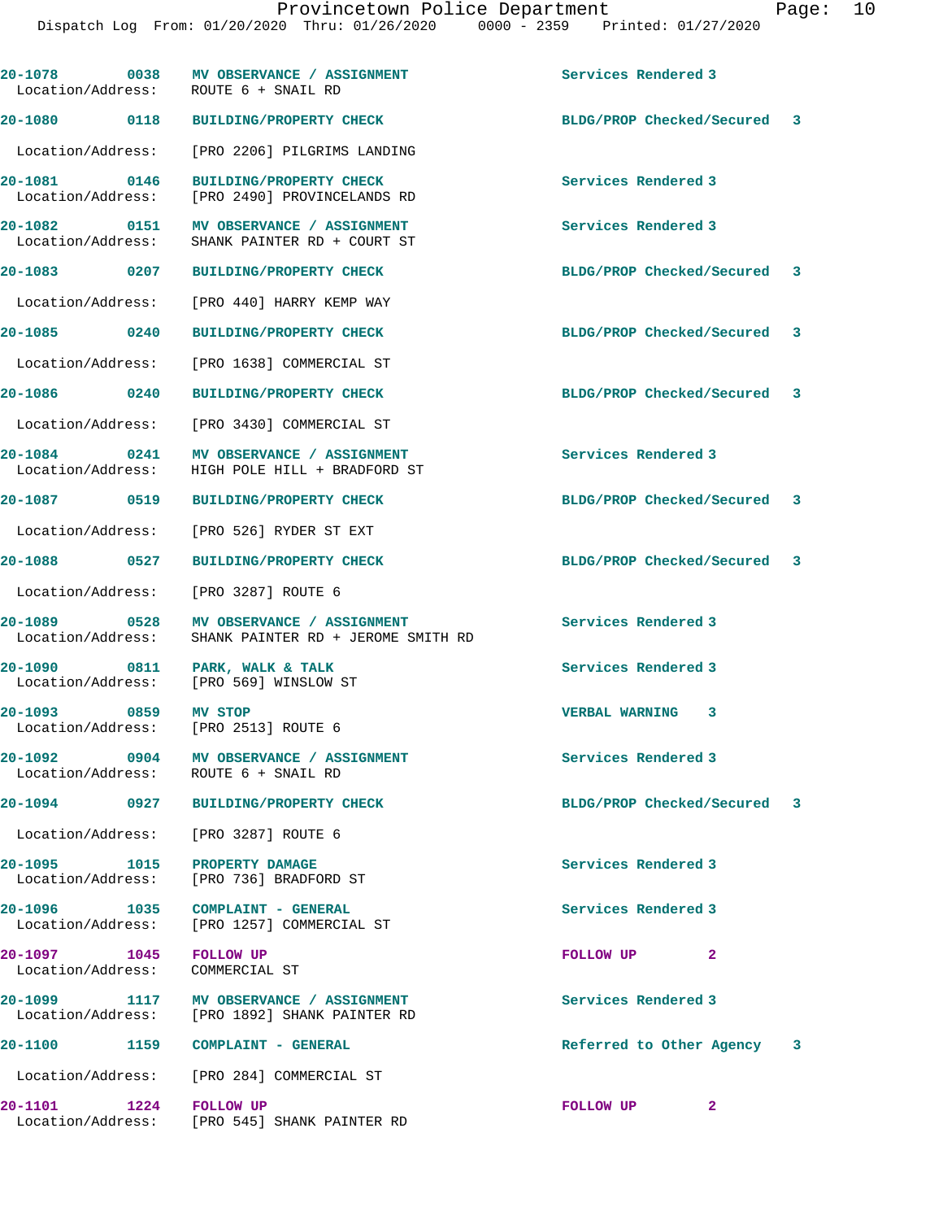| Call # | Time | Call Reason | Action | Priority |
|---|---|---|---|---|
| 20-1078 | 0038 | MV OBSERVANCE / ASSIGNMENT | Services Rendered | 3 |
| Location/Address: | | ROUTE 6 + SNAIL RD | | |
| 20-1080 | 0118 | BUILDING/PROPERTY CHECK | BLDG/PROP Checked/Secured | 3 |
| Location/Address: | | [PRO 2206] PILGRIMS LANDING | | |
| 20-1081 | 0146 | BUILDING/PROPERTY CHECK | Services Rendered | 3 |
| Location/Address: | | [PRO 2490] PROVINCELANDS RD | | |
| 20-1082 | 0151 | MV OBSERVANCE / ASSIGNMENT | Services Rendered | 3 |
| Location/Address: | | SHANK PAINTER RD + COURT ST | | |
| 20-1083 | 0207 | BUILDING/PROPERTY CHECK | BLDG/PROP Checked/Secured | 3 |
| Location/Address: | | [PRO 440] HARRY KEMP WAY | | |
| 20-1085 | 0240 | BUILDING/PROPERTY CHECK | BLDG/PROP Checked/Secured | 3 |
| Location/Address: | | [PRO 1638] COMMERCIAL ST | | |
| 20-1086 | 0240 | BUILDING/PROPERTY CHECK | BLDG/PROP Checked/Secured | 3 |
| Location/Address: | | [PRO 3430] COMMERCIAL ST | | |
| 20-1084 | 0241 | MV OBSERVANCE / ASSIGNMENT | Services Rendered | 3 |
| Location/Address: | | HIGH POLE HILL + BRADFORD ST | | |
| 20-1087 | 0519 | BUILDING/PROPERTY CHECK | BLDG/PROP Checked/Secured | 3 |
| Location/Address: | | [PRO 526] RYDER ST EXT | | |
| 20-1088 | 0527 | BUILDING/PROPERTY CHECK | BLDG/PROP Checked/Secured | 3 |
| Location/Address: | | [PRO 3287] ROUTE 6 | | |
| 20-1089 | 0528 | MV OBSERVANCE / ASSIGNMENT | Services Rendered | 3 |
| Location/Address: | | SHANK PAINTER RD + JEROME SMITH RD | | |
| 20-1090 | 0811 | PARK, WALK & TALK | Services Rendered | 3 |
| Location/Address: | | [PRO 569] WINSLOW ST | | |
| 20-1093 | 0859 | MV STOP | VERBAL WARNING | 3 |
| Location/Address: | | [PRO 2513] ROUTE 6 | | |
| 20-1092 | 0904 | MV OBSERVANCE / ASSIGNMENT | Services Rendered | 3 |
| Location/Address: | | ROUTE 6 + SNAIL RD | | |
| 20-1094 | 0927 | BUILDING/PROPERTY CHECK | BLDG/PROP Checked/Secured | 3 |
| Location/Address: | | [PRO 3287] ROUTE 6 | | |
| 20-1095 | 1015 | PROPERTY DAMAGE | Services Rendered | 3 |
| Location/Address: | | [PRO 736] BRADFORD ST | | |
| 20-1096 | 1035 | COMPLAINT - GENERAL | Services Rendered | 3 |
| Location/Address: | | [PRO 1257] COMMERCIAL ST | | |
| 20-1097 | 1045 | FOLLOW UP | FOLLOW UP | 2 |
| Location/Address: | | COMMERCIAL ST | | |
| 20-1099 | 1117 | MV OBSERVANCE / ASSIGNMENT | Services Rendered | 3 |
| Location/Address: | | [PRO 1892] SHANK PAINTER RD | | |
| 20-1100 | 1159 | COMPLAINT - GENERAL | Referred to Other Agency | 3 |
| Location/Address: | | [PRO 284] COMMERCIAL ST | | |
| 20-1101 | 1224 | FOLLOW UP | FOLLOW UP | 2 |
| Location/Address: | | [PRO 545] SHANK PAINTER RD | | |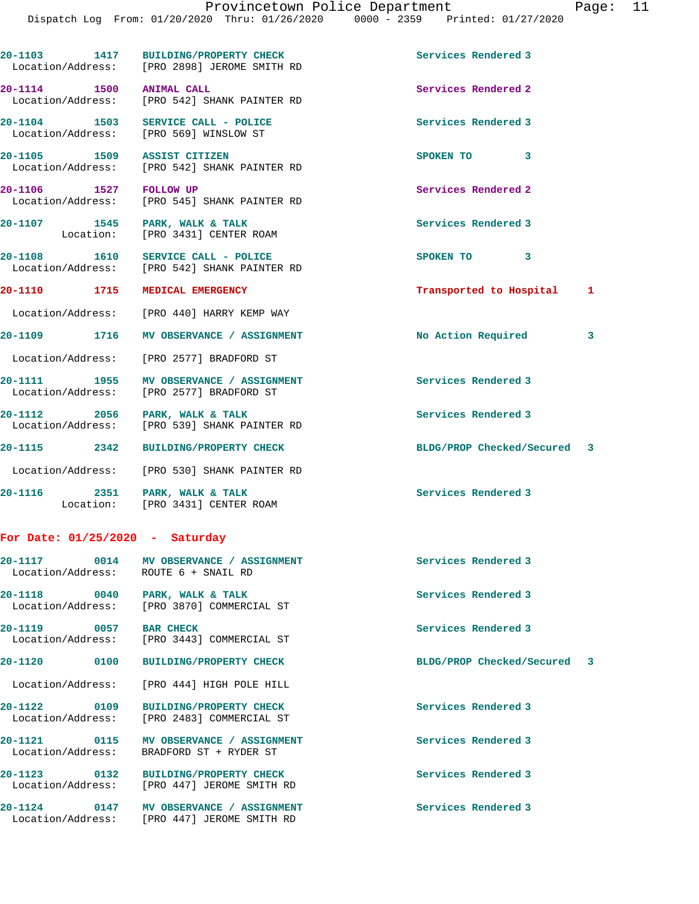20-1103 1417 BUILDING/PROPERTY CHECK Services Rendered 3
Location/Address: [PRO 2898] JEROME SMITH RD

20-1114 1500 ANIMAL CALL Services Rendered 2
Location/Address: [PRO 542] SHANK PAINTER RD

20-1104 1503 SERVICE CALL - POLICE Services Rendered 3
Location/Address: [PRO 569] WINSLOW ST

20-1105 1509 ASSIST CITIZEN SPOKEN TO 3
Location/Address: [PRO 542] SHANK PAINTER RD

20-1106 1527 FOLLOW UP Services Rendered 2
Location/Address: [PRO 545] SHANK PAINTER RD

20-1107 1545 PARK, WALK & TALK Services Rendered 3
Location: [PRO 3431] CENTER ROAM

20-1108 1610 SERVICE CALL - POLICE SPOKEN TO 3
Location/Address: [PRO 542] SHANK PAINTER RD

20-1110 1715 MEDICAL EMERGENCY Transported to Hospital 1
Location/Address: [PRO 440] HARRY KEMP WAY

20-1109 1716 MV OBSERVANCE / ASSIGNMENT No Action Required 3
Location/Address: [PRO 2577] BRADFORD ST

20-1111 1955 MV OBSERVANCE / ASSIGNMENT Services Rendered 3
Location/Address: [PRO 2577] BRADFORD ST

20-1112 2056 PARK, WALK & TALK Services Rendered 3
Location/Address: [PRO 539] SHANK PAINTER RD

20-1115 2342 BUILDING/PROPERTY CHECK BLDG/PROP Checked/Secured 3
Location/Address: [PRO 530] SHANK PAINTER RD

20-1116 2351 PARK, WALK & TALK Services Rendered 3
Location: [PRO 3431] CENTER ROAM

## For Date: 01/25/2020 - Saturday

20-1117 0014 MV OBSERVANCE / ASSIGNMENT Services Rendered 3
Location/Address: ROUTE 6 + SNAIL RD

20-1118 0040 PARK, WALK & TALK Services Rendered 3
Location/Address: [PRO 3870] COMMERCIAL ST

20-1119 0057 BAR CHECK Services Rendered 3
Location/Address: [PRO 3443] COMMERCIAL ST

20-1120 0100 BUILDING/PROPERTY CHECK BLDG/PROP Checked/Secured 3
Location/Address: [PRO 444] HIGH POLE HILL

20-1122 0109 BUILDING/PROPERTY CHECK Services Rendered 3
Location/Address: [PRO 2483] COMMERCIAL ST

20-1121 0115 MV OBSERVANCE / ASSIGNMENT Services Rendered 3
Location/Address: BRADFORD ST + RYDER ST

20-1123 0132 BUILDING/PROPERTY CHECK Services Rendered 3
Location/Address: [PRO 447] JEROME SMITH RD

20-1124 0147 MV OBSERVANCE / ASSIGNMENT Services Rendered 3
Location/Address: [PRO 447] JEROME SMITH RD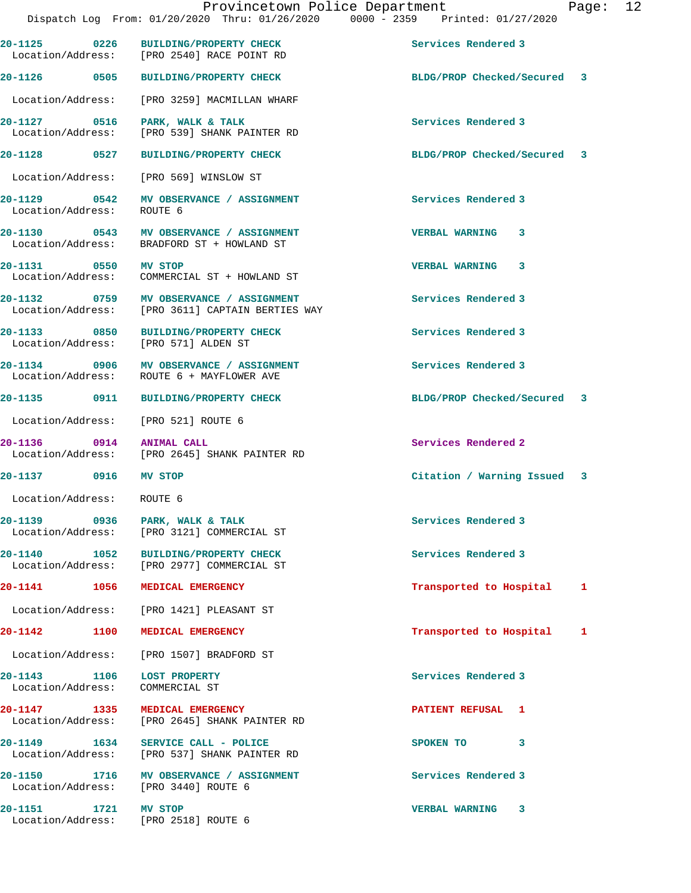| Call # | Time | Call Reason | Action | Priority |
|---|---|---|---|---|
| 20-1125 | 0226 | BUILDING/PROPERTY CHECK<br>Location/Address: [PRO 2540] RACE POINT RD | Services Rendered | 3 |
| 20-1126 | 0505 | BUILDING/PROPERTY CHECK<br>Location/Address: [PRO 3259] MACMILLAN WHARF | BLDG/PROP Checked/Secured | 3 |
| 20-1127 | 0516 | PARK, WALK & TALK<br>Location/Address: [PRO 539] SHANK PAINTER RD | Services Rendered | 3 |
| 20-1128 | 0527 | BUILDING/PROPERTY CHECK<br>Location/Address: [PRO 569] WINSLOW ST | BLDG/PROP Checked/Secured | 3 |
| 20-1129 | 0542 | MV OBSERVANCE / ASSIGNMENT<br>Location/Address: ROUTE 6 | Services Rendered | 3 |
| 20-1130 | 0543 | MV OBSERVANCE / ASSIGNMENT<br>Location/Address: BRADFORD ST + HOWLAND ST | VERBAL WARNING | 3 |
| 20-1131 | 0550 | MV STOP<br>Location/Address: COMMERCIAL ST + HOWLAND ST | VERBAL WARNING | 3 |
| 20-1132 | 0759 | MV OBSERVANCE / ASSIGNMENT<br>Location/Address: [PRO 3611] CAPTAIN BERTIES WAY | Services Rendered | 3 |
| 20-1133 | 0850 | BUILDING/PROPERTY CHECK<br>Location/Address: [PRO 571] ALDEN ST | Services Rendered | 3 |
| 20-1134 | 0906 | MV OBSERVANCE / ASSIGNMENT<br>Location/Address: ROUTE 6 + MAYFLOWER AVE | Services Rendered | 3 |
| 20-1135 | 0911 | BUILDING/PROPERTY CHECK<br>Location/Address: [PRO 521] ROUTE 6 | BLDG/PROP Checked/Secured | 3 |
| 20-1136 | 0914 | ANIMAL CALL<br>Location/Address: [PRO 2645] SHANK PAINTER RD | Services Rendered | 2 |
| 20-1137 | 0916 | MV STOP<br>Location/Address: ROUTE 6 | Citation / Warning Issued | 3 |
| 20-1139 | 0936 | PARK, WALK & TALK<br>Location/Address: [PRO 3121] COMMERCIAL ST | Services Rendered | 3 |
| 20-1140 | 1052 | BUILDING/PROPERTY CHECK<br>Location/Address: [PRO 2977] COMMERCIAL ST | Services Rendered | 3 |
| 20-1141 | 1056 | MEDICAL EMERGENCY<br>Location/Address: [PRO 1421] PLEASANT ST | Transported to Hospital | 1 |
| 20-1142 | 1100 | MEDICAL EMERGENCY<br>Location/Address: [PRO 1507] BRADFORD ST | Transported to Hospital | 1 |
| 20-1143 | 1106 | LOST PROPERTY<br>Location/Address: COMMERCIAL ST | Services Rendered | 3 |
| 20-1147 | 1335 | MEDICAL EMERGENCY<br>Location/Address: [PRO 2645] SHANK PAINTER RD | PATIENT REFUSAL | 1 |
| 20-1149 | 1634 | SERVICE CALL - POLICE<br>Location/Address: [PRO 537] SHANK PAINTER RD | SPOKEN TO | 3 |
| 20-1150 | 1716 | MV OBSERVANCE / ASSIGNMENT<br>Location/Address: [PRO 3440] ROUTE 6 | Services Rendered | 3 |
| 20-1151 | 1721 | MV STOP<br>Location/Address: [PRO 2518] ROUTE 6 | VERBAL WARNING | 3 |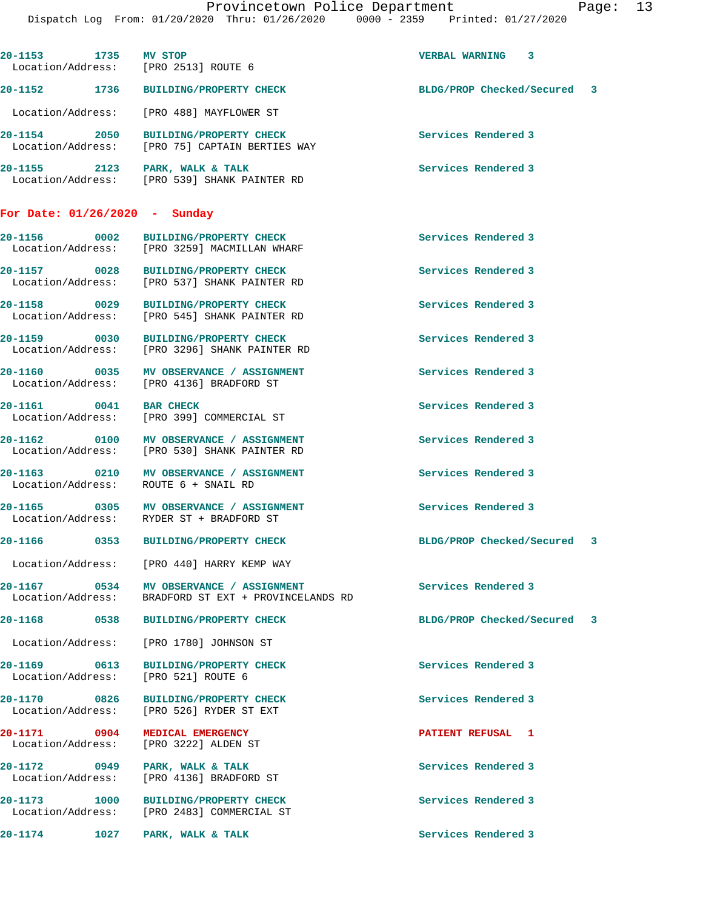20-1153 1735 MV STOP VERBAL WARNING 3
Location/Address: [PRO 2513] ROUTE 6

20-1152 1736 BUILDING/PROPERTY CHECK BLDG/PROP Checked/Secured 3
Location/Address: [PRO 488] MAYFLOWER ST

20-1154 2050 BUILDING/PROPERTY CHECK Services Rendered 3
Location/Address: [PRO 75] CAPTAIN BERTIES WAY

20-1155 2123 PARK, WALK & TALK Services Rendered 3
Location/Address: [PRO 539] SHANK PAINTER RD

## For Date: 01/26/2020 - Sunday

20-1156 0002 BUILDING/PROPERTY CHECK Services Rendered 3
Location/Address: [PRO 3259] MACMILLAN WHARF

20-1157 0028 BUILDING/PROPERTY CHECK Services Rendered 3
Location/Address: [PRO 537] SHANK PAINTER RD

20-1158 0029 BUILDING/PROPERTY CHECK Services Rendered 3
Location/Address: [PRO 545] SHANK PAINTER RD

20-1159 0030 BUILDING/PROPERTY CHECK Services Rendered 3
Location/Address: [PRO 3296] SHANK PAINTER RD

20-1160 0035 MV OBSERVANCE / ASSIGNMENT Services Rendered 3
Location/Address: [PRO 4136] BRADFORD ST

20-1161 0041 BAR CHECK Services Rendered 3
Location/Address: [PRO 399] COMMERCIAL ST

20-1162 0100 MV OBSERVANCE / ASSIGNMENT Services Rendered 3
Location/Address: [PRO 530] SHANK PAINTER RD

20-1163 0210 MV OBSERVANCE / ASSIGNMENT Services Rendered 3
Location/Address: ROUTE 6 + SNAIL RD

20-1165 0305 MV OBSERVANCE / ASSIGNMENT Services Rendered 3
Location/Address: RYDER ST + BRADFORD ST

20-1166 0353 BUILDING/PROPERTY CHECK BLDG/PROP Checked/Secured 3
Location/Address: [PRO 440] HARRY KEMP WAY

20-1167 0534 MV OBSERVANCE / ASSIGNMENT Services Rendered 3
Location/Address: BRADFORD ST EXT + PROVINCELANDS RD

20-1168 0538 BUILDING/PROPERTY CHECK BLDG/PROP Checked/Secured 3
Location/Address: [PRO 1780] JOHNSON ST

20-1169 0613 BUILDING/PROPERTY CHECK Services Rendered 3
Location/Address: [PRO 521] ROUTE 6

20-1170 0826 BUILDING/PROPERTY CHECK Services Rendered 3
Location/Address: [PRO 526] RYDER ST EXT

20-1171 0904 MEDICAL EMERGENCY PATIENT REFUSAL 1
Location/Address: [PRO 3222] ALDEN ST

20-1172 0949 PARK, WALK & TALK Services Rendered 3
Location/Address: [PRO 4136] BRADFORD ST

20-1173 1000 BUILDING/PROPERTY CHECK Services Rendered 3
Location/Address: [PRO 2483] COMMERCIAL ST

20-1174 1027 PARK, WALK & TALK Services Rendered 3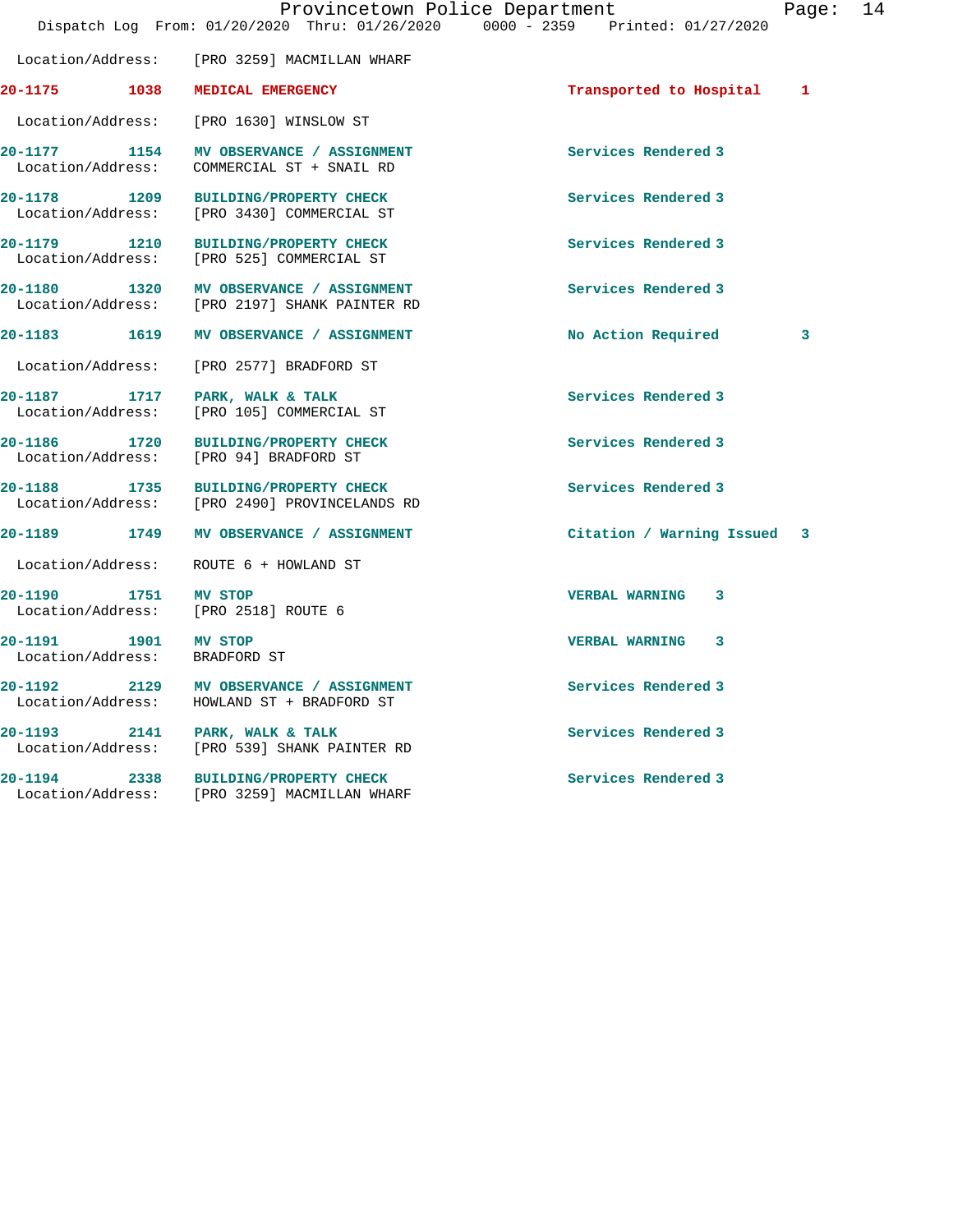Location/Address: [PRO 3259] MACMILLAN WHARF

**20-1175 1038 MEDICAL EMERGENCY** Transported to Hospital 1
Location/Address: [PRO 1630] WINSLOW ST

**20-1177 1154 MV OBSERVANCE / ASSIGNMENT** Services Rendered 3
Location/Address: COMMERCIAL ST + SNAIL RD

**20-1178 1209 BUILDING/PROPERTY CHECK** Services Rendered 3
Location/Address: [PRO 3430] COMMERCIAL ST

**20-1179 1210 BUILDING/PROPERTY CHECK** Services Rendered 3
Location/Address: [PRO 525] COMMERCIAL ST

**20-1180 1320 MV OBSERVANCE / ASSIGNMENT** Services Rendered 3
Location/Address: [PRO 2197] SHANK PAINTER RD

**20-1183 1619 MV OBSERVANCE / ASSIGNMENT** No Action Required 3
Location/Address: [PRO 2577] BRADFORD ST

**20-1187 1717 PARK, WALK & TALK** Services Rendered 3
Location/Address: [PRO 105] COMMERCIAL ST

**20-1186 1720 BUILDING/PROPERTY CHECK** Services Rendered 3
Location/Address: [PRO 94] BRADFORD ST

**20-1188 1735 BUILDING/PROPERTY CHECK** Services Rendered 3
Location/Address: [PRO 2490] PROVINCELANDS RD

**20-1189 1749 MV OBSERVANCE / ASSIGNMENT** Citation / Warning Issued 3
Location/Address: ROUTE 6 + HOWLAND ST

**20-1190 1751 MV STOP** VERBAL WARNING 3
Location/Address: [PRO 2518] ROUTE 6

**20-1191 1901 MV STOP** VERBAL WARNING 3
Location/Address: BRADFORD ST

**20-1192 2129 MV OBSERVANCE / ASSIGNMENT** Services Rendered 3
Location/Address: HOWLAND ST + BRADFORD ST

**20-1193 2141 PARK, WALK & TALK** Services Rendered 3
Location/Address: [PRO 539] SHANK PAINTER RD

**20-1194 2338 BUILDING/PROPERTY CHECK** Services Rendered 3
Location/Address: [PRO 3259] MACMILLAN WHARF